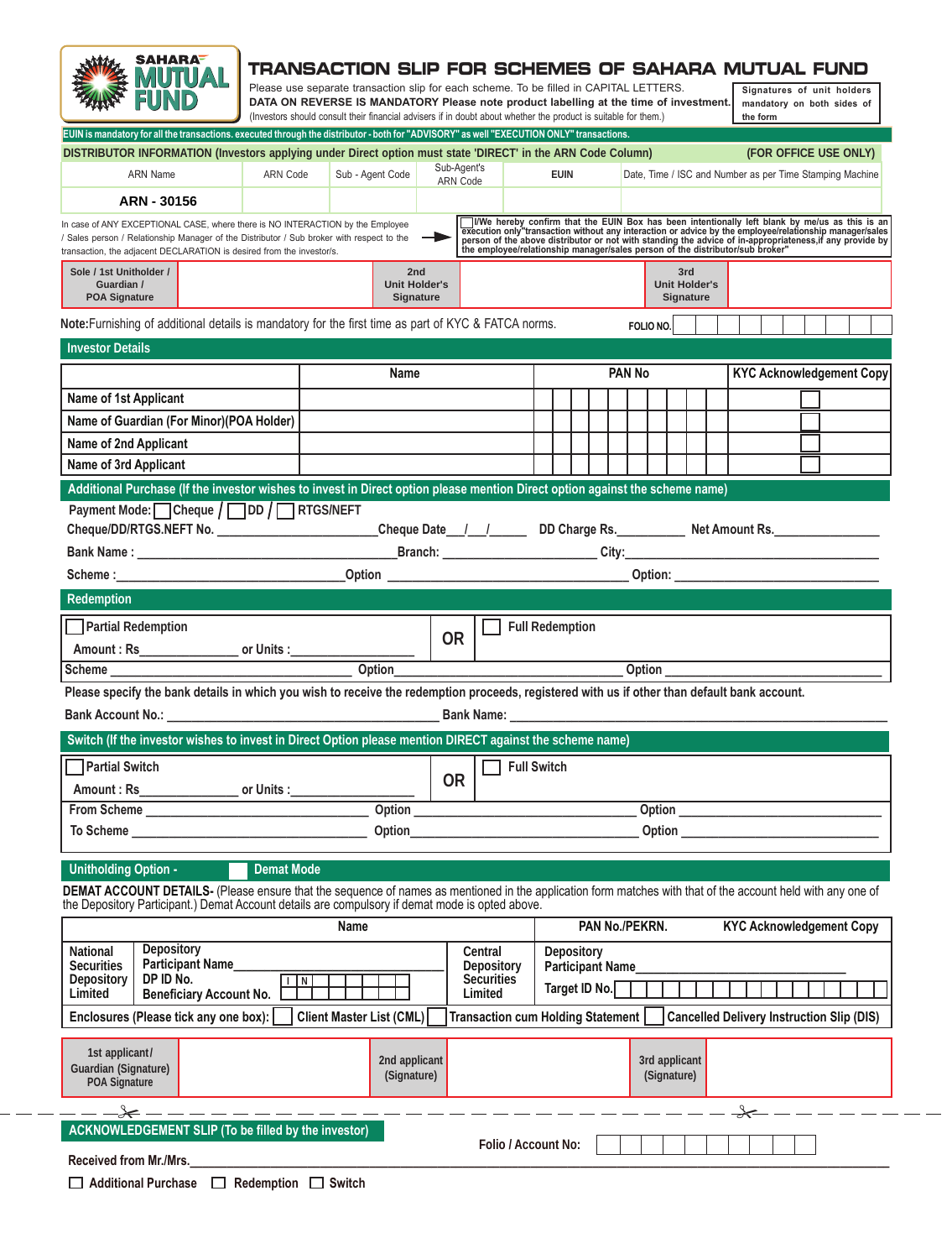SAHARA MUTUAL FUND

# TRANSACTION SLIP FOR SCHEMES OF SAHARA MUTUAL FUND

Please use separate transaction slip for each scheme. To be filled in CAPITAL LETTERS.
**DATA ON REVERSE IS MANDATORY Please note product labelling at the time of investment.**
(Investors should consult their financial advisers if in doubt about whether the product is suitable for them.)

Signatures of unit holders mandatory on both sides of the form

**EUIN is mandatory for all the transactions. executed through the distributor - both for "ADVISORY" as well "EXECUTION ONLY" transactions.**

**DISTRIBUTOR INFORMATION (Investors applying under Direct option must state 'DIRECT' in the ARN Code Column)** **(FOR OFFICE USE ONLY)**

| ARN Name | ARN Code | Sub - Agent Code | Sub-Agent's ARN Code | EUIN | Date, Time / ISC and Number as per Time Stamping Machine |
|---|---|---|---|---|---|
| **ARN - 30156** | | | | | |

In case of ANY EXCEPTIONAL CASE, where there is NO INTERACTION by the Employee / Sales person / Relationship Manager of the Distributor / Sub broker with respect to the transaction, the adjacent DECLARATION is desired from the investor/s.

☐ I/We hereby confirm that the EUIN Box has been intentionally left blank by me/us as this is an execution only"transaction without any interaction or advice by the employee/relationship manager/sales person of the above distributor or not with standing the advice of in-appropriateness,if any provide by the employee/relationship manager/sales person of the distributor/sub broker"

| Sole / 1st Unitholder / Guardian / POA Signature | | 2nd Unit Holder's Signature | | 3rd Unit Holder's Signature | |
|---|---|---|---|---|---|

**Note:** Furnishing of additional details is mandatory for the first time as part of KYC & FATCA norms. **FOLIO NO.**

## Investor Details

| | Name | PAN No | KYC Acknowledgement Copy |
|---|---|---|---|
| Name of 1st Applicant | | | ☐ |
| Name of Guardian (For Minor)(POA Holder) | | | ☐ |
| Name of 2nd Applicant | | | ☐ |
| Name of 3rd Applicant | | | ☐ |

## Additional Purchase (If the investor wishes to invest in Direct option please mention Direct option against the scheme name)

Payment Mode: ☐ Cheque / ☐ DD / ☐ RTGS/NEFT

Cheque/DD/RTGS.NEFT No. ______________________ Cheque Date __/__/_____ DD Charge Rs.__________ Net Amount Rs.______________

Bank Name : ______________________________ Branch: ______________________ City: ______________________________

Scheme : ______________________________ Option ______________________________ Option: ______________________________

## Redemption

☐ Partial Redemption — Amount : Rs______________ or Units :__________________ **OR** ☐ Full Redemption

Scheme ______________________________ Option ______________________________ Option ______________________________

Please specify the bank details in which you wish to receive the redemption proceeds, registered with us if other than default bank account.

Bank Account No.: ______________________________ Bank Name: ______________________________

## Switch (If the investor wishes to invest in Direct Option please mention DIRECT against the scheme name)

☐ Partial Switch — Amount : Rs______________ or Units :__________________ **OR** ☐ Full Switch

From Scheme ______________________________ Option ______________________________ Option ______________________________

To Scheme ______________________________ Option ______________________________ Option ______________________________

## Unitholding Option - ☐ Demat Mode

**DEMAT ACCOUNT DETAILS-** (Please ensure that the sequence of names as mentioned in the application form matches with that of the account held with any one of the Depository Participant.) Demat Account details are compulsory if demat mode is opted above.

| Name | | PAN No./PEKRN. | KYC Acknowledgement Copy |
|---|---|---|---|
| National Securities Depository Limited | Depository Participant Name ______ DP ID No. I N ______ Beneficiary Account No. ______ | Central Depository Securities Limited | Depository Participant Name ______ Target ID No. ______ |

Enclosures (Please tick any one box): ☐ Client Master List (CML) ☐ Transaction cum Holding Statement ☐ Cancelled Delivery Instruction Slip (DIS)

| 1st applicant/ Guardian (Signature) POA Signature | | 2nd applicant (Signature) | | 3rd applicant (Signature) | |
|---|---|---|---|---|---|

---

## ACKNOWLEDGEMENT SLIP (To be filled by the investor)

Folio / Account No:

Received from Mr./Mrs.______________________________________________________________

☐ Additional Purchase ☐ Redemption ☐ Switch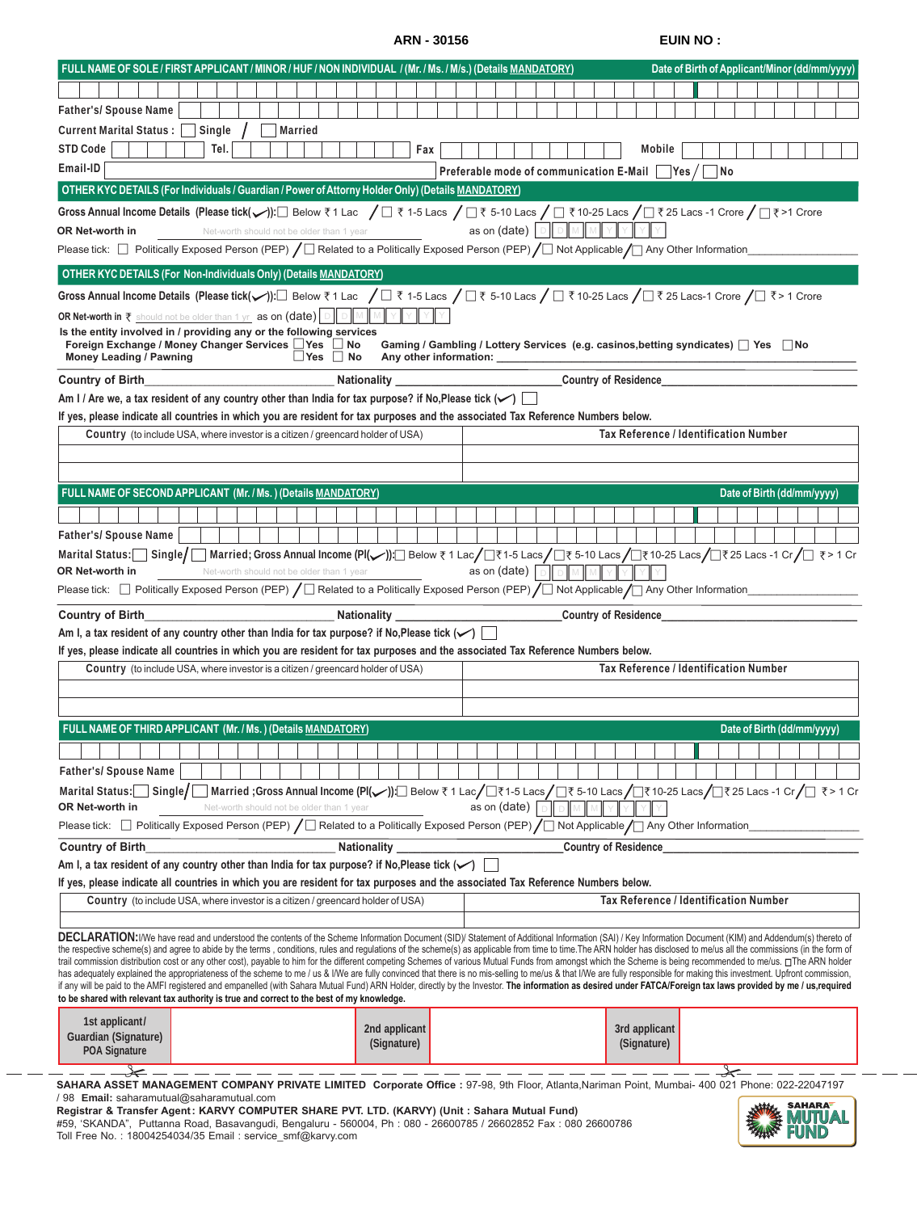ARN - 30156 EUIN NO :

**FULL NAME OF SOLE / FIRST APPLICANT / MINOR / HUF / NON INDIVIDUAL / (Mr. / Ms. / M/s.) (Details MANDATORY)** **Date of Birth of Applicant/Minor (dd/mm/yyyy)**

Father's/ Spouse Name

Current Marital Status : ☐ Single / ☐ Married

STD Code Tel. Fax Mobile

Email-ID Preferable mode of communication E-Mail ☐ Yes / ☐ No

**OTHER KYC DETAILS (For Individuals / Guardian / Power of Attorny Holder Only) (Details MANDATORY)**

Gross Annual Income Details (Please tick(✓)): ☐ Below ₹ 1 Lac / ☐ ₹ 1-5 Lacs / ☐ ₹ 5-10 Lacs / ☐ ₹ 10-25 Lacs / ☐ ₹ 25 Lacs -1 Crore / ☐ ₹ >1 Crore

OR Net-worth in Net-worth should not be older than 1 year as on (date) D D M M Y Y Y Y

Please tick: ☐ Politically Exposed Person (PEP) / ☐ Related to a Politically Exposed Person (PEP) / ☐ Not Applicable / ☐ Any Other Information

**OTHER KYC DETAILS (For Non-Individuals Only) (Details MANDATORY)**

Gross Annual Income Details (Please tick(✓)): ☐ Below ₹ 1 Lac / ☐ ₹ 1-5 Lacs / ☐ ₹ 5-10 Lacs / ☐ ₹ 10-25 Lacs / ☐ ₹ 25 Lacs-1 Crore / ☐ ₹ > 1 Crore

OR Net-worth in ₹ should not be older than 1 yr. as on (date) D D M M Y Y Y Y

Is the entity involved in / providing any or the following services

Foreign Exchange / Money Changer Services ☐ Yes ☐ No Gaming / Gambling / Lottery Services (e.g. casinos,betting syndicates) ☐ Yes ☐ No

Money Leading / Pawning ☐ Yes ☐ No Any other information:

Country of Birth Nationality Country of Residence

Am I / Are we, a tax resident of any country other than India for tax purpose? if No,Please tick (✓) ☐

If yes, please indicate all countries in which you are resident for tax purposes and the associated Tax Reference Numbers below.

| Country (to include USA, where investor is a citizen / greencard holder of USA) | Tax Reference / Identification Number |
|---|---|
| | |
| | |

**FULL NAME OF SECOND APPLICANT (Mr. / Ms. ) (Details MANDATORY)** **Date of Birth (dd/mm/yyyy)**

Father's/ Spouse Name

Marital Status: ☐ Single / ☐ Married; Gross Annual Income (PI(✓)): ☐ Below ₹ 1 Lac / ☐ ₹1-5 Lacs / ☐ ₹ 5-10 Lacs / ☐ ₹10-25 Lacs / ☐ ₹ 25 Lacs -1 Cr / ☐ ₹ > 1 Cr

OR Net-worth in Net-worth should not be older than 1 year as on (date) D D M M Y Y Y Y

Please tick: ☐ Politically Exposed Person (PEP) / ☐ Related to a Politically Exposed Person (PEP) / ☐ Not Applicable / ☐ Any Other Information

Country of Birth Nationality Country of Residence

Am I, a tax resident of any country other than India for tax purpose? if No,Please tick (✓) ☐

If yes, please indicate all countries in which you are resident for tax purposes and the associated Tax Reference Numbers below.

| Country (to include USA, where investor is a citizen / greencard holder of USA) | Tax Reference / Identification Number |
|---|---|
| | |
| | |

**FULL NAME OF THIRD APPLICANT (Mr. / Ms. ) (Details MANDATORY)** **Date of Birth (dd/mm/yyyy)**

Father's/ Spouse Name

Marital Status: ☐ Single / ☐ Married ;Gross Annual Income (PI(✓)): ☐ Below ₹ 1 Lac / ☐ ₹1-5 Lacs / ☐ ₹ 5-10 Lacs / ☐ ₹10-25 Lacs / ☐ ₹ 25 Lacs -1 Cr / ☐ ₹ > 1 Cr

OR Net-worth in Net-worth should not be older than 1 year as on (date) D D M M Y Y Y Y

Please tick: ☐ Politically Exposed Person (PEP) / ☐ Related to a Politically Exposed Person (PEP) / ☐ Not Applicable / ☐ Any Other Information

Country of Birth Nationality Country of Residence

Am I, a tax resident of any country other than India for tax purpose? if No,Please tick (✓) ☐

If yes, please indicate all countries in which you are resident for tax purposes and the associated Tax Reference Numbers below.

| Country (to include USA, where investor is a citizen / greencard holder of USA) | Tax Reference / Identification Number |
|---|---|
| | |

**DECLARATION:** I/We have read and understood the contents of the Scheme Information Document (SID)/ Statement of Additional Information (SAI) / Key Information Document (KIM) and Addendum(s) thereto of the respective scheme(s) and agree to abide by the terms , conditions, rules and regulations of the scheme(s) as applicable from time to time.The ARN holder has disclosed to me/us all the commissions (in the form of trail commission distribution cost or any other cost), payable to him for the different competing Schemes of various Mutual Funds from amongst which the Scheme is being recommended to me/us. ☐ The ARN holder has adequately explained the appropriateness of the scheme to me / us & I/We are fully convinced that there is no mis-selling to me/us & that I/We are fully responsible for making this investment. Upfront commission, if any will be paid to the AMFI registered and empanelled (with Sahara Mutual Fund) ARN Holder, directly by the Investor. **The information as desired under FATCA/Foreign tax laws provided by me / us,required to be shared with relevant tax authority is true and correct to the best of my knowledge.**

| 1st applicant/ Guardian (Signature) POA Signature | | 2nd applicant (Signature) | | 3rd applicant (Signature) | |
|---|---|---|---|---|---|

**SAHARA ASSET MANAGEMENT COMPANY PRIVATE LIMITED Corporate Office :** 97-98, 9th Floor, Atlanta,Nariman Point, Mumbai- 400 021 Phone: 022-22047197 / 98 **Email:** saharamutual@saharamutual.com

**Registrar & Transfer Agent: KARVY COMPUTER SHARE PVT. LTD. (KARVY) (Unit : Sahara Mutual Fund)**

#59, 'SKANDA", Puttanna Road, Basavangudi, Bengaluru - 560004, Ph : 080 - 26600785 / 26602852 Fax : 080 26600786

Toll Free No. : 18004254034/35 Email : service_smf@karvy.com

SAHARA MUTUAL FUND